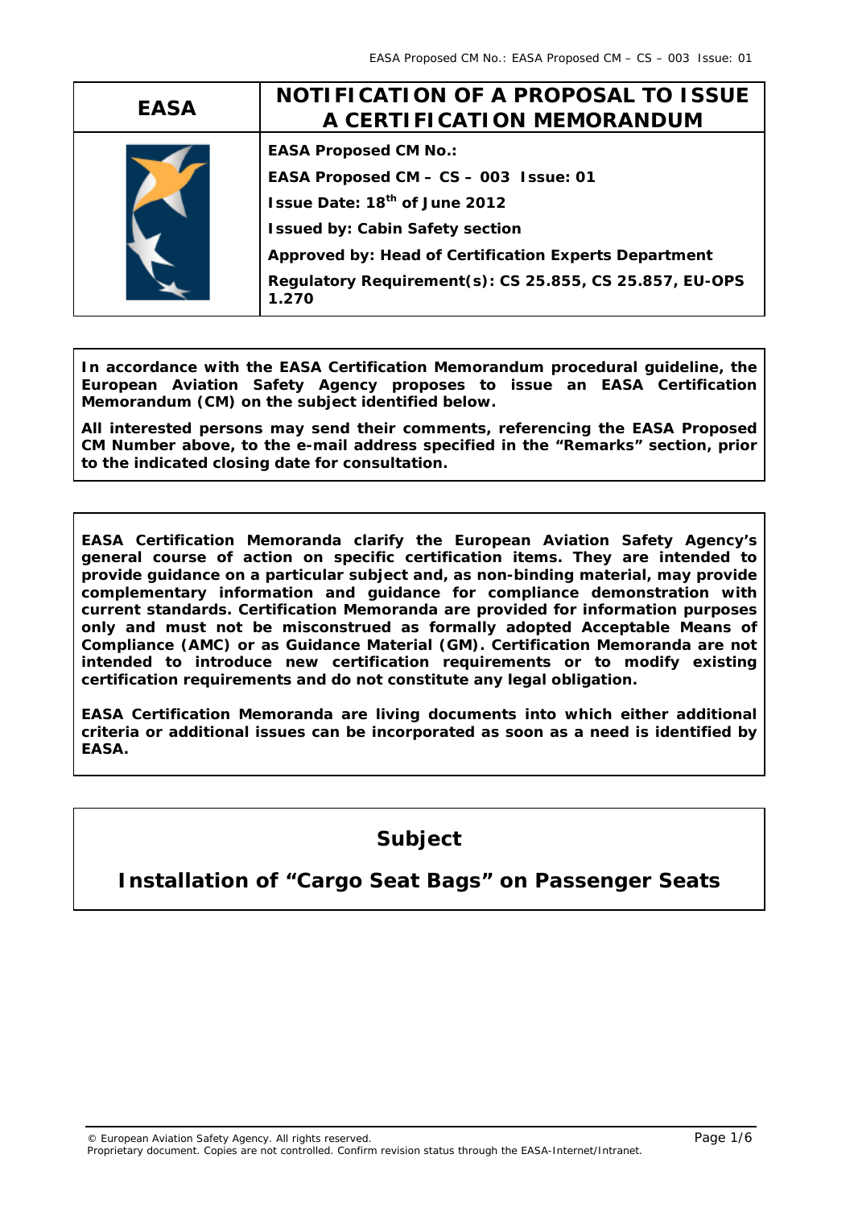| EASA | NOTIFICATION OF A PROPOSAL TO ISSUE A CERTIFICATION MEMORANDUM |
|---|---|
| | **EASA Proposed CM No.:** <br> **EASA Proposed CM – CS – 003 Issue: 01** <br> **Issue Date: 18th of June 2012** <br> **Issued by: Cabin Safety section** <br> **Approved by: Head of Certification Experts Department** <br> **Regulatory Requirement(s): CS 25.855, CS 25.857, EU-OPS 1.270** |

**In accordance with the EASA Certification Memorandum procedural guideline, the European Aviation Safety Agency proposes to issue an EASA Certification Memorandum (CM) on the subject identified below.**

**All interested persons may send their comments, referencing the EASA Proposed CM Number above, to the e-mail address specified in the "Remarks" section, prior to the indicated closing date for consultation.**

---

**EASA Certification Memoranda clarify the European Aviation Safety Agency's general course of action on specific certification items. They are intended to provide guidance on a particular subject and, as non-binding material, may provide complementary information and guidance for compliance demonstration with current standards. Certification Memoranda are provided for information purposes only and must not be misconstrued as formally adopted Acceptable Means of Compliance (AMC) or as Guidance Material (GM). Certification Memoranda are not intended to introduce new certification requirements or to modify existing certification requirements and do not constitute any legal obligation.**

**EASA Certification Memoranda are living documents into which either additional criteria or additional issues can be incorporated as soon as a need is identified by EASA.**

---

## Subject

## Installation of "Cargo Seat Bags" on Passenger Seats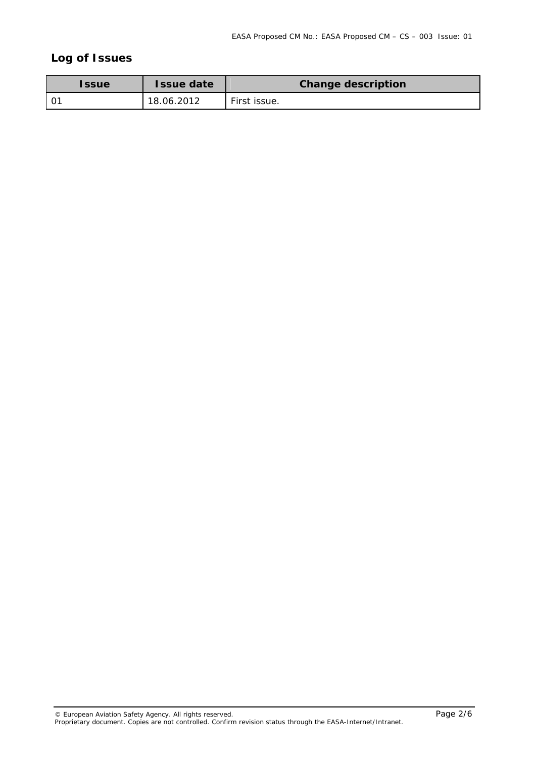## Log of Issues

| Issue | Issue date | Change description |
|---|---|---|
| 01 | 18.06.2012 | First issue. |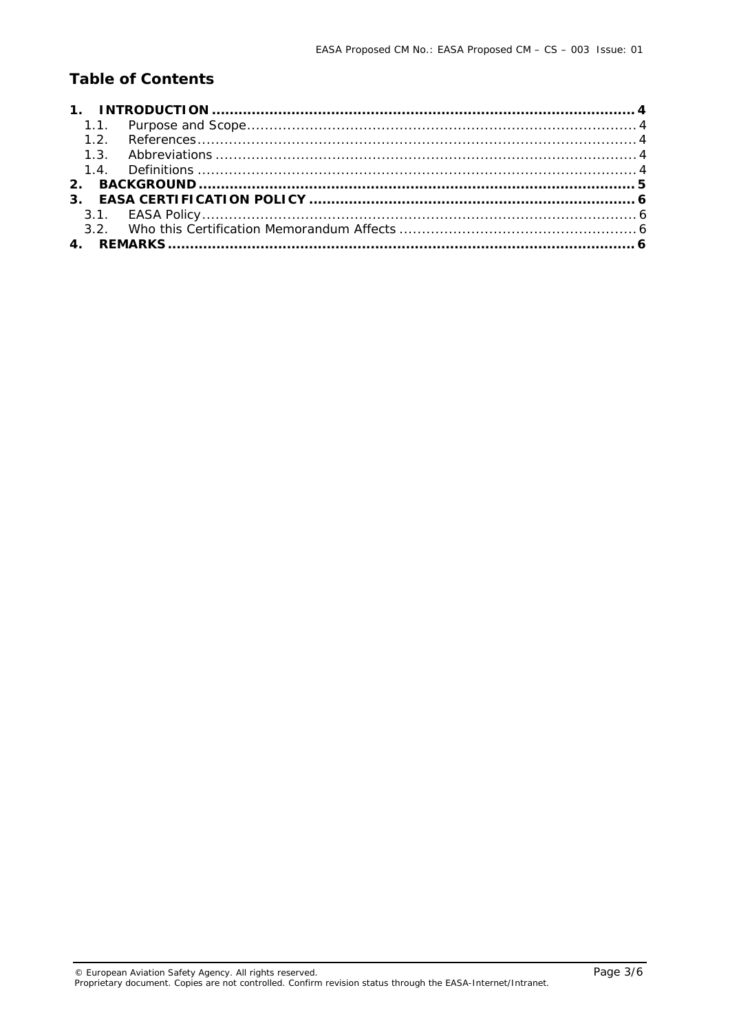## Table of Contents

**1. INTRODUCTION** .......... **4**
- 1.1. Purpose and Scope .......... 4
- 1.2. References .......... 4
- 1.3. Abbreviations .......... 4
- 1.4. Definitions .......... 4

**2. BACKGROUND** .......... **5**

**3. EASA CERTIFICATION POLICY** .......... **6**
- 3.1. EASA Policy .......... 6
- 3.2. Who this Certification Memorandum Affects .......... 6

**4. REMARKS** .......... **6**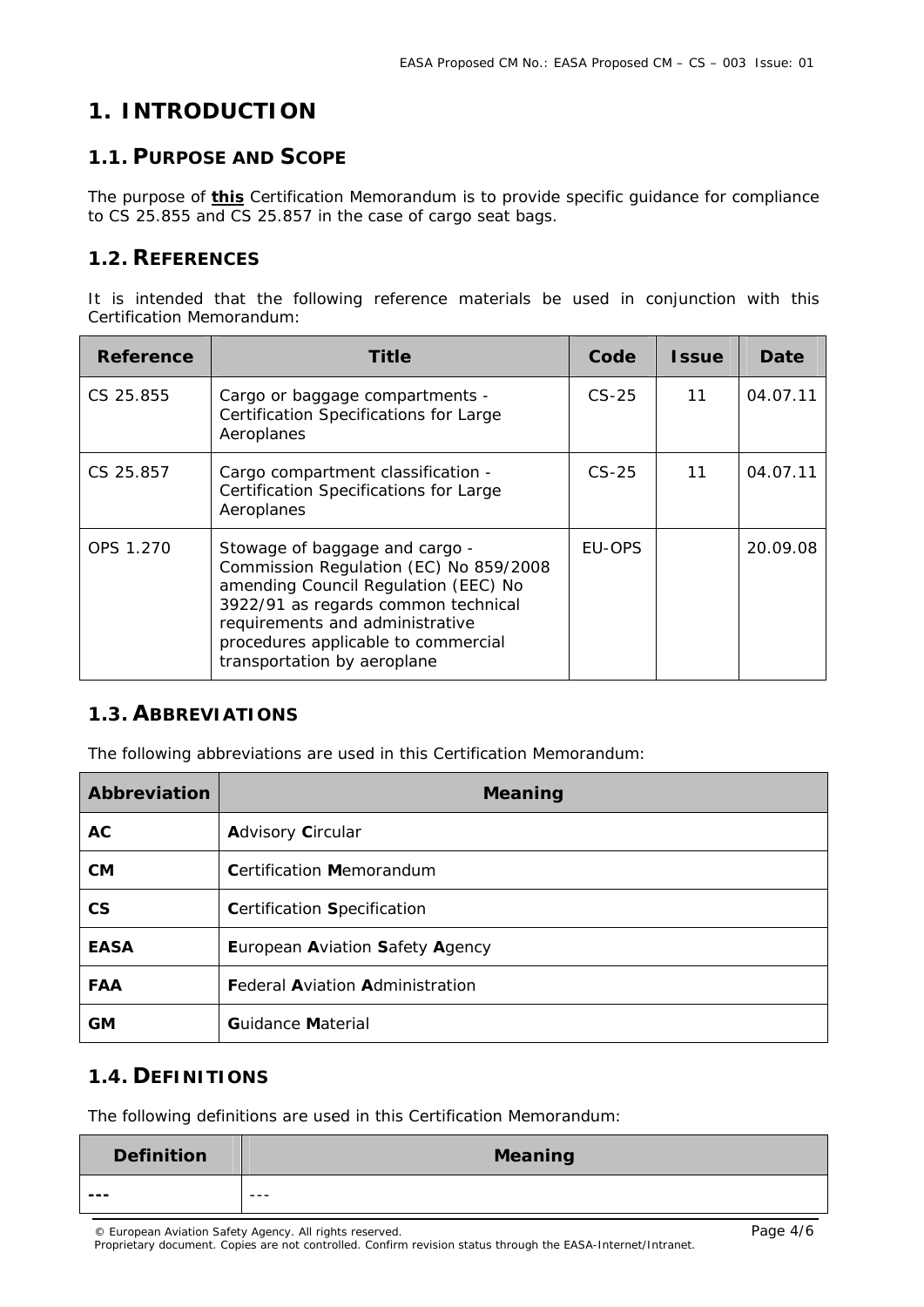# 1. INTRODUCTION

## 1.1. PURPOSE AND SCOPE

The purpose of **this** Certification Memorandum is to provide specific guidance for compliance to CS 25.855 and CS 25.857 in the case of cargo seat bags.

## 1.2. REFERENCES

It is intended that the following reference materials be used in conjunction with this Certification Memorandum:

| Reference | Title | Code | Issue | Date |
|---|---|---|---|---|
| CS 25.855 | Cargo or baggage compartments - Certification Specifications for Large Aeroplanes | CS-25 | 11 | 04.07.11 |
| CS 25.857 | Cargo compartment classification - Certification Specifications for Large Aeroplanes | CS-25 | 11 | 04.07.11 |
| OPS 1.270 | Stowage of baggage and cargo - Commission Regulation (EC) No 859/2008 amending Council Regulation (EEC) No 3922/91 as regards common technical requirements and administrative procedures applicable to commercial transportation by aeroplane | EU-OPS | | 20.09.08 |

## 1.3. ABBREVIATIONS

The following abbreviations are used in this Certification Memorandum:

| Abbreviation | Meaning |
|---|---|
| **AC** | **A**dvisory **C**ircular |
| **CM** | **C**ertification **M**emorandum |
| **CS** | **C**ertification **S**pecification |
| **EASA** | **E**uropean **A**viation **S**afety **A**gency |
| **FAA** | **F**ederal **A**viation **A**dministration |
| **GM** | **G**uidance **M**aterial |

## 1.4. DEFINITIONS

The following definitions are used in this Certification Memorandum:

| Definition | Meaning |
|---|---|
| **---** | --- |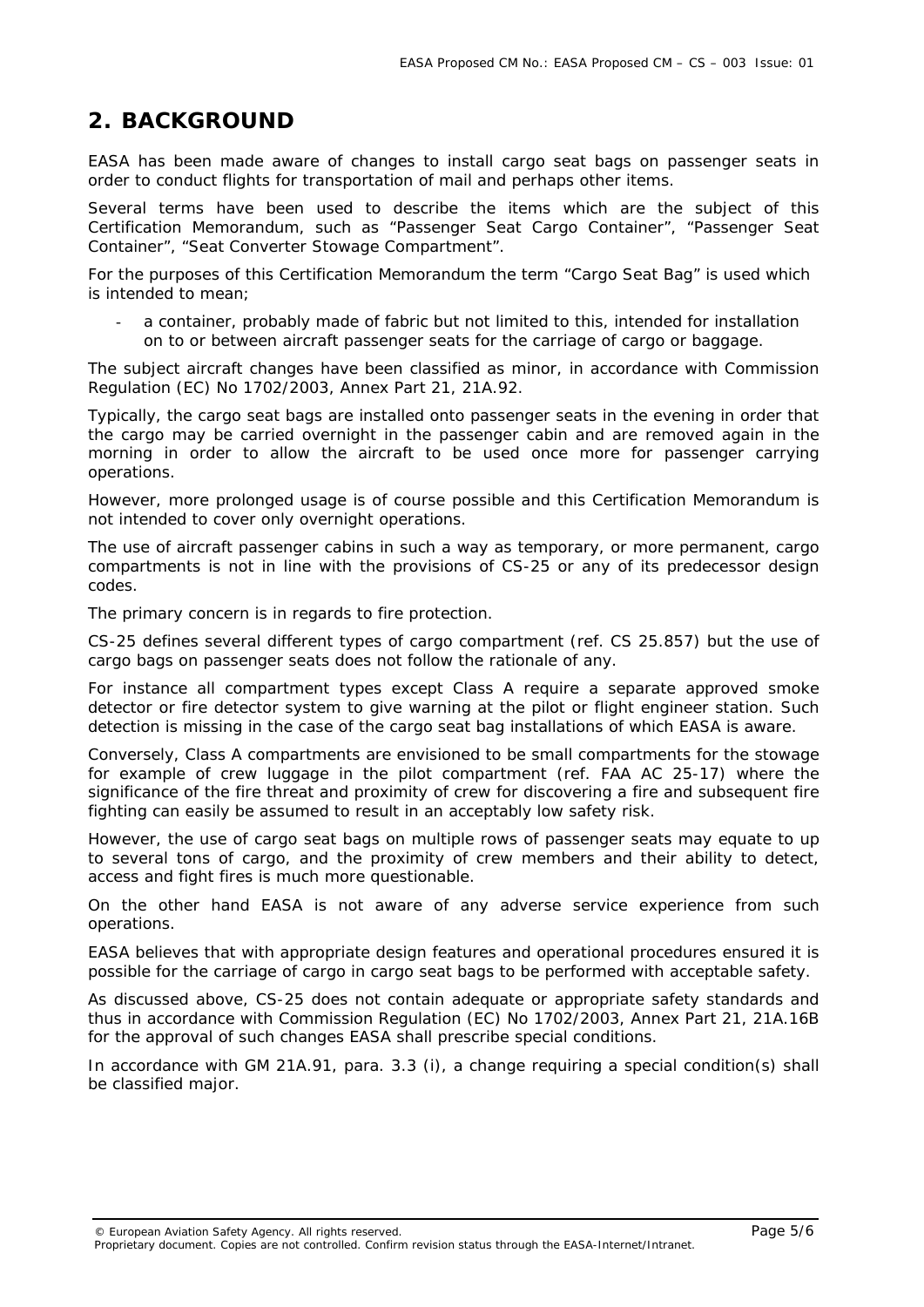## 2. BACKGROUND

EASA has been made aware of changes to install cargo seat bags on passenger seats in order to conduct flights for transportation of mail and perhaps other items.

Several terms have been used to describe the items which are the subject of this Certification Memorandum, such as "Passenger Seat Cargo Container", "Passenger Seat Container", "Seat Converter Stowage Compartment".

For the purposes of this Certification Memorandum the term "Cargo Seat Bag" is used which is intended to mean;

- a container, probably made of fabric but not limited to this, intended for installation on to or between aircraft passenger seats for the carriage of cargo or baggage.

The subject aircraft changes have been classified as minor, in accordance with Commission Regulation (EC) No 1702/2003, Annex Part 21, 21A.92.

Typically, the cargo seat bags are installed onto passenger seats in the evening in order that the cargo may be carried overnight in the passenger cabin and are removed again in the morning in order to allow the aircraft to be used once more for passenger carrying operations.

However, more prolonged usage is of course possible and this Certification Memorandum is not intended to cover only overnight operations.

The use of aircraft passenger cabins in such a way as temporary, or more permanent, cargo compartments is not in line with the provisions of CS-25 or any of its predecessor design codes.

The primary concern is in regards to fire protection.

CS-25 defines several different types of cargo compartment (ref. CS 25.857) but the use of cargo bags on passenger seats does not follow the rationale of any.

For instance all compartment types except Class A require a separate approved smoke detector or fire detector system to give warning at the pilot or flight engineer station. Such detection is missing in the case of the cargo seat bag installations of which EASA is aware.

Conversely, Class A compartments are envisioned to be small compartments for the stowage for example of crew luggage in the pilot compartment (ref. FAA AC 25-17) where the significance of the fire threat and proximity of crew for discovering a fire and subsequent fire fighting can easily be assumed to result in an acceptably low safety risk.

However, the use of cargo seat bags on multiple rows of passenger seats may equate to up to several tons of cargo, and the proximity of crew members and their ability to detect, access and fight fires is much more questionable.

On the other hand EASA is not aware of any adverse service experience from such operations.

EASA believes that with appropriate design features and operational procedures ensured it is possible for the carriage of cargo in cargo seat bags to be performed with acceptable safety.

As discussed above, CS-25 does not contain adequate or appropriate safety standards and thus in accordance with Commission Regulation (EC) No 1702/2003, Annex Part 21, 21A.16B for the approval of such changes EASA shall prescribe special conditions.

In accordance with GM 21A.91, para. 3.3 (i), a change requiring a special condition(s) shall be classified major.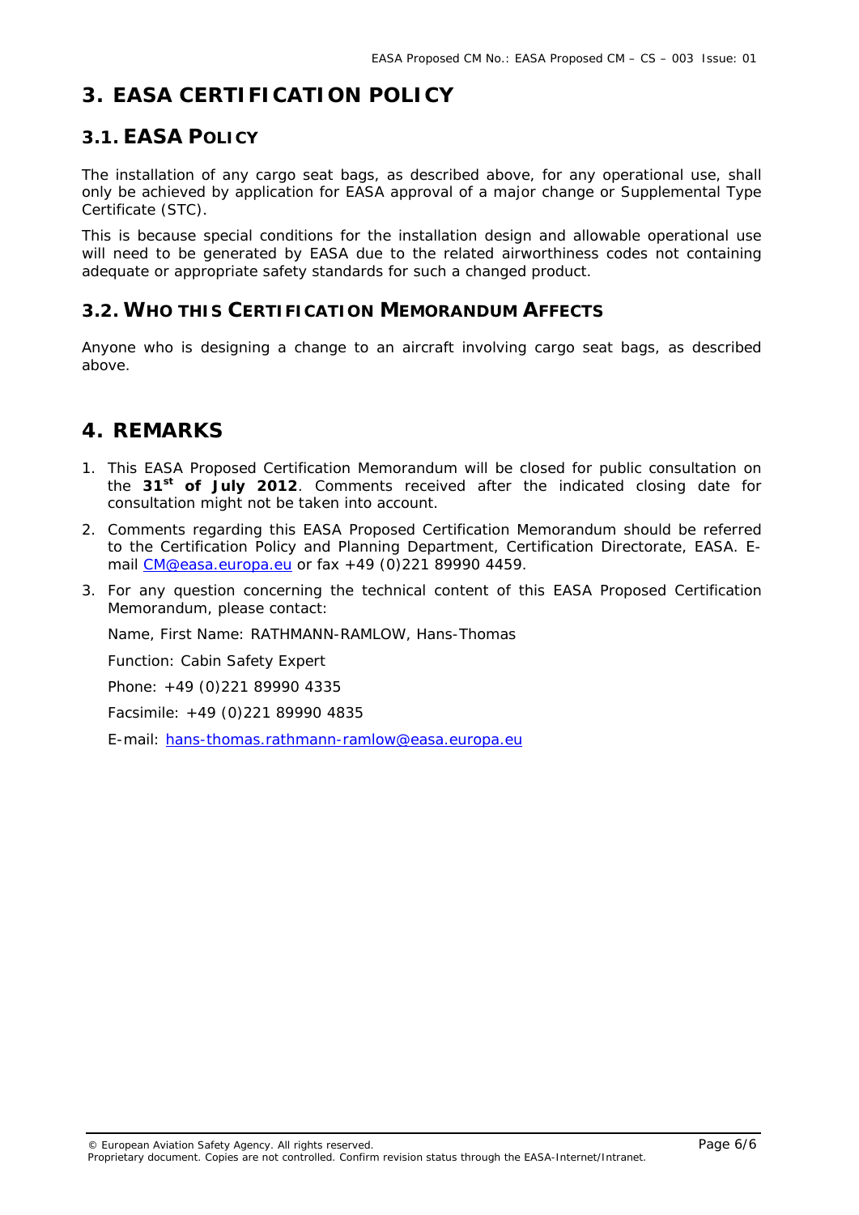# 3. EASA CERTIFICATION POLICY

## 3.1. EASA POLICY

The installation of any cargo seat bags, as described above, for any operational use, shall only be achieved by application for EASA approval of a major change or Supplemental Type Certificate (STC).

This is because special conditions for the installation design and allowable operational use will need to be generated by EASA due to the related airworthiness codes not containing adequate or appropriate safety standards for such a changed product.

## 3.2. WHO THIS CERTIFICATION MEMORANDUM AFFECTS

Anyone who is designing a change to an aircraft involving cargo seat bags, as described above.

# 4. REMARKS

1. This EASA Proposed Certification Memorandum will be closed for public consultation on the **31st of July 2012**. Comments received after the indicated closing date for consultation might not be taken into account.
2. Comments regarding this EASA Proposed Certification Memorandum should be referred to the Certification Policy and Planning Department, Certification Directorate, EASA. E-mail CM@easa.europa.eu or fax +49 (0)221 89990 4459.
3. For any question concerning the technical content of this EASA Proposed Certification Memorandum, please contact:

   Name, First Name: RATHMANN-RAMLOW, Hans-Thomas

   Function: Cabin Safety Expert

   Phone: +49 (0)221 89990 4335

   Facsimile: +49 (0)221 89990 4835

   E-mail: hans-thomas.rathmann-ramlow@easa.europa.eu